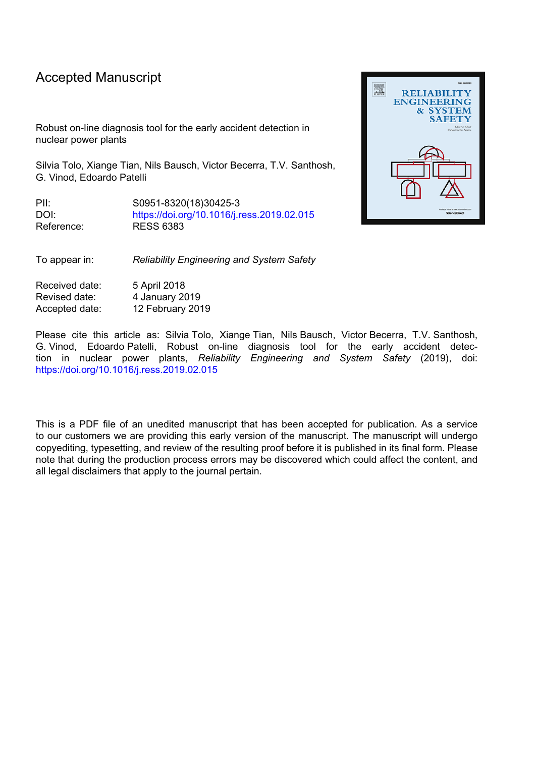# Accepted Manuscript

Robust on-line diagnosis tool for the early accident detection in nuclear power plants

Silvia Tolo, Xiange Tian, Nils Bausch, Victor Becerra, T.V. Santhosh, G. Vinod, Edoardo Patelli

PII: S0951-8320(18)30425-3
DOI: https://doi.org/10.1016/j.ress.2019.02.015
Reference: RESS 6383

To appear in: *Reliability Engineering and System Safety*

Received date: 5 April 2018
Revised date: 4 January 2019
Accepted date: 12 February 2019

Please cite this article as: Silvia Tolo, Xiange Tian, Nils Bausch, Victor Becerra, T.V. Santhosh, G. Vinod, Edoardo Patelli, Robust on-line diagnosis tool for the early accident detection in nuclear power plants, *Reliability Engineering and System Safety* (2019), doi: https://doi.org/10.1016/j.ress.2019.02.015

This is a PDF file of an unedited manuscript that has been accepted for publication. As a service to our customers we are providing this early version of the manuscript. The manuscript will undergo copyediting, typesetting, and review of the resulting proof before it is published in its final form. Please note that during the production process errors may be discovered which could affect the content, and all legal disclaimers that apply to the journal pertain.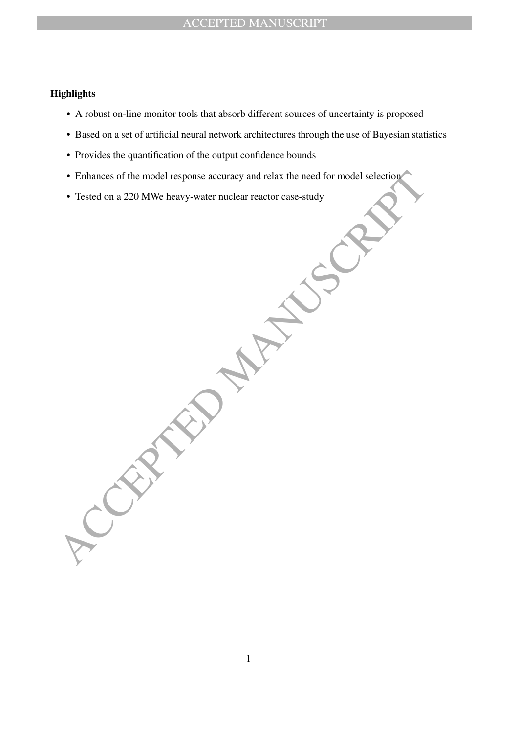**Highlights**

- A robust on-line monitor tools that absorb different sources of uncertainty is proposed
- Based on a set of artificial neural network architectures through the use of Bayesian statistics
- Provides the quantification of the output confidence bounds
- Enhances of the model response accuracy and relax the need for model selection
- Tested on a 220 MWe heavy-water nuclear reactor case-study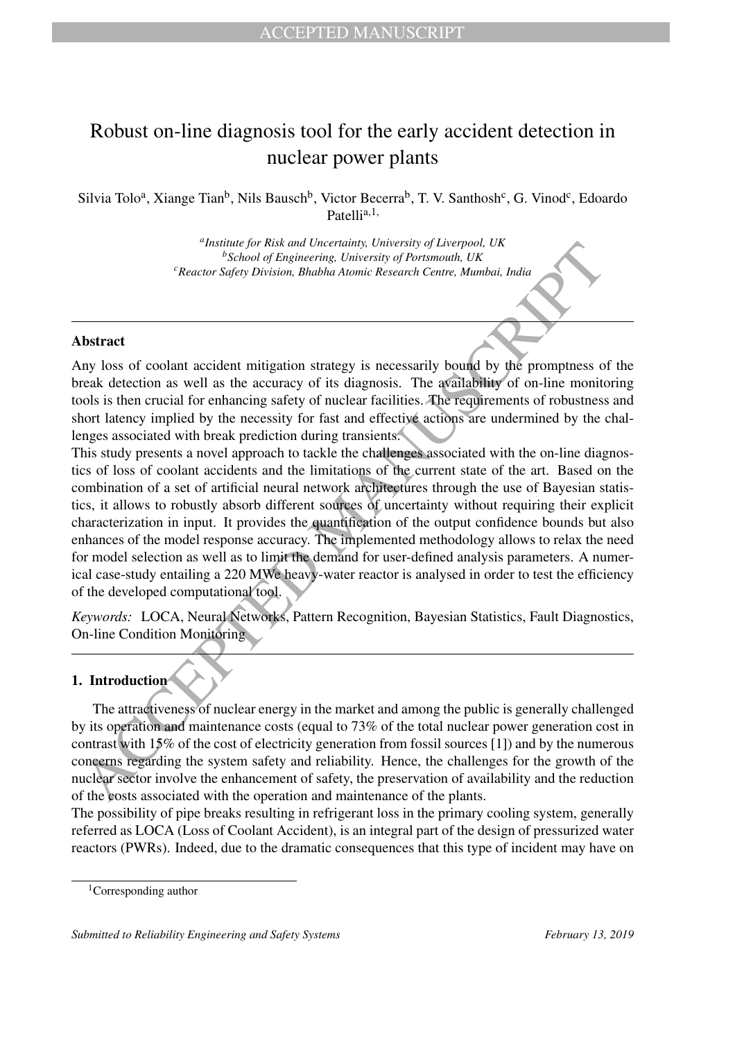# Robust on-line diagnosis tool for the early accident detection in nuclear power plants

Silvia Tolo[a], Xiange Tian[b], Nils Bausch[b], Victor Becerra[b], T. V. Santhosh[c], G. Vinod[c], Edoardo Patelli[a,1,]

[a]*Institute for Risk and Uncertainty, University of Liverpool, UK*
[b]*School of Engineering, University of Portsmouth, UK*
[c]*Reactor Safety Division, Bhabha Atomic Research Centre, Mumbai, India*

---

**Abstract**

Any loss of coolant accident mitigation strategy is necessarily bound by the promptness of the break detection as well as the accuracy of its diagnosis. The availability of on-line monitoring tools is then crucial for enhancing safety of nuclear facilities. The requirements of robustness and short latency implied by the necessity for fast and effective actions are undermined by the challenges associated with break prediction during transients.

This study presents a novel approach to tackle the challenges associated with the on-line diagnostics of loss of coolant accidents and the limitations of the current state of the art. Based on the combination of a set of artificial neural network architectures through the use of Bayesian statistics, it allows to robustly absorb different sources of uncertainty without requiring their explicit characterization in input. It provides the quantification of the output confidence bounds but also enhances of the model response accuracy. The implemented methodology allows to relax the need for model selection as well as to limit the demand for user-defined analysis parameters. A numerical case-study entailing a 220 MWe heavy-water reactor is analysed in order to test the efficiency of the developed computational tool.

*Keywords:* LOCA, Neural Networks, Pattern Recognition, Bayesian Statistics, Fault Diagnostics, On-line Condition Monitoring

---

## 1. Introduction

The attractiveness of nuclear energy in the market and among the public is generally challenged by its operation and maintenance costs (equal to 73% of the total nuclear power generation cost in contrast with 15% of the cost of electricity generation from fossil sources [1]) and by the numerous concerns regarding the system safety and reliability. Hence, the challenges for the growth of the nuclear sector involve the enhancement of safety, the preservation of availability and the reduction of the costs associated with the operation and maintenance of the plants.

The possibility of pipe breaks resulting in refrigerant loss in the primary cooling system, generally referred as LOCA (Loss of Coolant Accident), is an integral part of the design of pressurized water reactors (PWRs). Indeed, due to the dramatic consequences that this type of incident may have on

[1]Corresponding author

*Submitted to Reliability Engineering and Safety Systems* *February 13, 2019*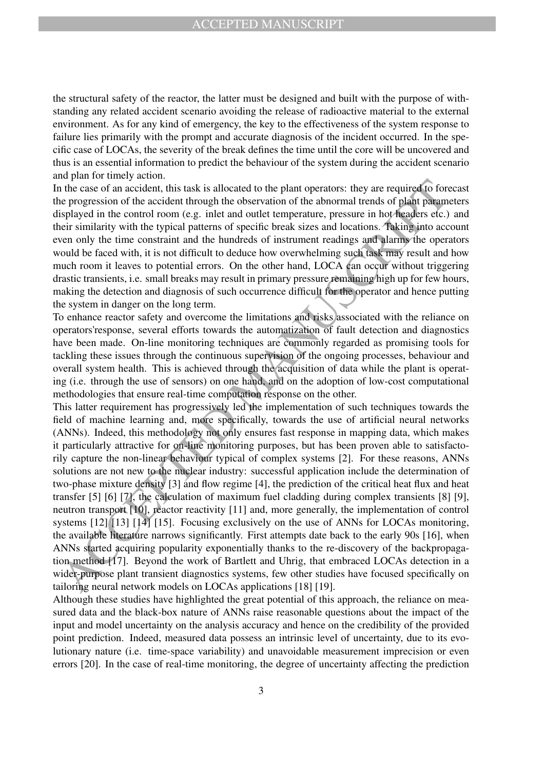the structural safety of the reactor, the latter must be designed and built with the purpose of withstanding any related accident scenario avoiding the release of radioactive material to the external environment. As for any kind of emergency, the key to the effectiveness of the system response to failure lies primarily with the prompt and accurate diagnosis of the incident occurred. In the specific case of LOCAs, the severity of the break defines the time until the core will be uncovered and thus is an essential information to predict the behaviour of the system during the accident scenario and plan for timely action.

In the case of an accident, this task is allocated to the plant operators: they are required to forecast the progression of the accident through the observation of the abnormal trends of plant parameters displayed in the control room (e.g. inlet and outlet temperature, pressure in hot headers etc.) and their similarity with the typical patterns of specific break sizes and locations. Taking into account even only the time constraint and the hundreds of instrument readings and alarms the operators would be faced with, it is not difficult to deduce how overwhelming such task may result and how much room it leaves to potential errors. On the other hand, LOCA can occur without triggering drastic transients, i.e. small breaks may result in primary pressure remaining high up for few hours, making the detection and diagnosis of such occurrence difficult for the operator and hence putting the system in danger on the long term.

To enhance reactor safety and overcome the limitations and risks associated with the reliance on operators'response, several efforts towards the automatization of fault detection and diagnostics have been made. On-line monitoring techniques are commonly regarded as promising tools for tackling these issues through the continuous supervision of the ongoing processes, behaviour and overall system health. This is achieved through the acquisition of data while the plant is operating (i.e. through the use of sensors) on one hand, and on the adoption of low-cost computational methodologies that ensure real-time computation response on the other.

This latter requirement has progressively led the implementation of such techniques towards the field of machine learning and, more specifically, towards the use of artificial neural networks (ANNs). Indeed, this methodology not only ensures fast response in mapping data, which makes it particularly attractive for on-line monitoring purposes, but has been proven able to satisfactorily capture the non-linear behaviour typical of complex systems [2]. For these reasons, ANNs solutions are not new to the nuclear industry: successful application include the determination of two-phase mixture density [3] and flow regime [4], the prediction of the critical heat flux and heat transfer [5] [6] [7], the calculation of maximum fuel cladding during complex transients [8] [9], neutron transport [10], reactor reactivity [11] and, more generally, the implementation of control systems [12] [13] [14] [15]. Focusing exclusively on the use of ANNs for LOCAs monitoring, the available literature narrows significantly. First attempts date back to the early 90s [16], when ANNs started acquiring popularity exponentially thanks to the re-discovery of the backpropagation method [17]. Beyond the work of Bartlett and Uhrig, that embraced LOCAs detection in a wider-purpose plant transient diagnostics systems, few other studies have focused specifically on tailoring neural network models on LOCAs applications [18] [19].

Although these studies have highlighted the great potential of this approach, the reliance on measured data and the black-box nature of ANNs raise reasonable questions about the impact of the input and model uncertainty on the analysis accuracy and hence on the credibility of the provided point prediction. Indeed, measured data possess an intrinsic level of uncertainty, due to its evolutionary nature (i.e. time-space variability) and unavoidable measurement imprecision or even errors [20]. In the case of real-time monitoring, the degree of uncertainty affecting the prediction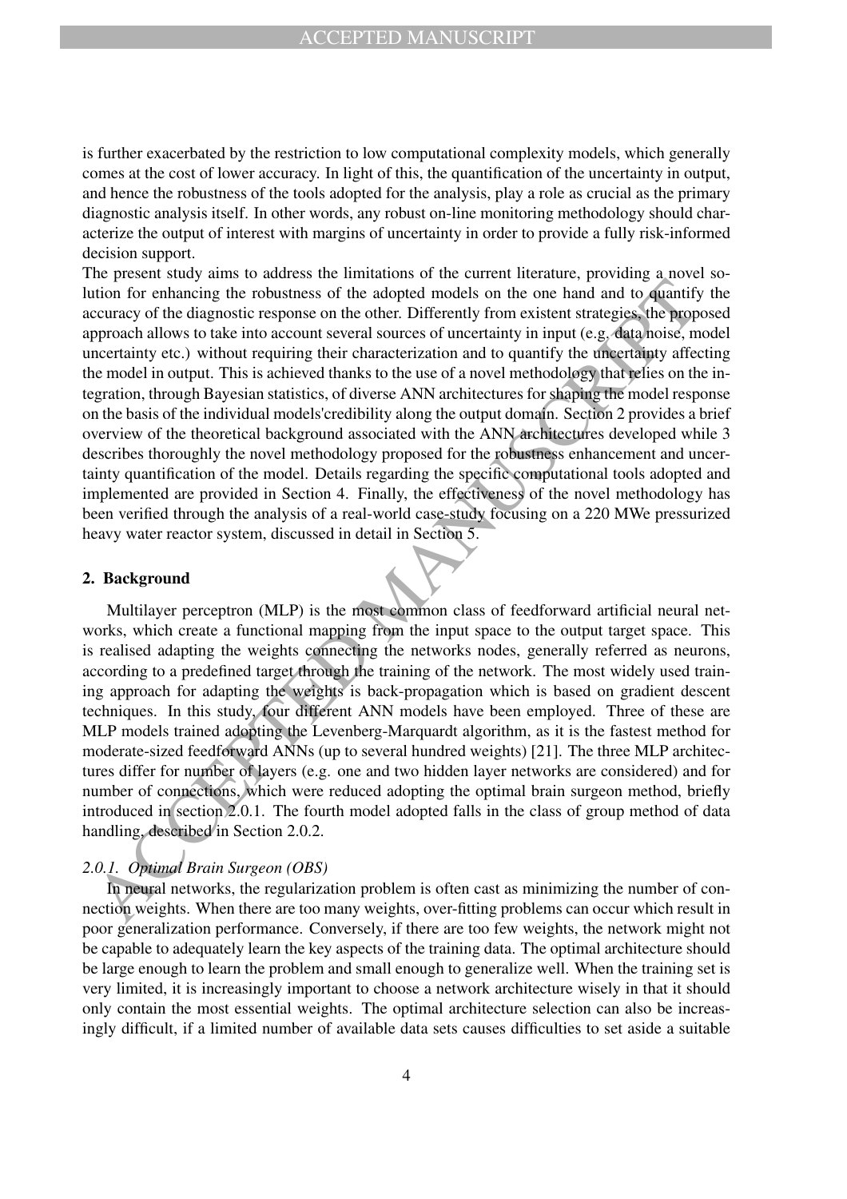is further exacerbated by the restriction to low computational complexity models, which generally comes at the cost of lower accuracy. In light of this, the quantification of the uncertainty in output, and hence the robustness of the tools adopted for the analysis, play a role as crucial as the primary diagnostic analysis itself. In other words, any robust on-line monitoring methodology should characterize the output of interest with margins of uncertainty in order to provide a fully risk-informed decision support.

The present study aims to address the limitations of the current literature, providing a novel solution for enhancing the robustness of the adopted models on the one hand and to quantify the accuracy of the diagnostic response on the other. Differently from existent strategies, the proposed approach allows to take into account several sources of uncertainty in input (e.g. data noise, model uncertainty etc.) without requiring their characterization and to quantify the uncertainty affecting the model in output. This is achieved thanks to the use of a novel methodology that relies on the integration, through Bayesian statistics, of diverse ANN architectures for shaping the model response on the basis of the individual models'credibility along the output domain. Section 2 provides a brief overview of the theoretical background associated with the ANN architectures developed while 3 describes thoroughly the novel methodology proposed for the robustness enhancement and uncertainty quantification of the model. Details regarding the specific computational tools adopted and implemented are provided in Section 4. Finally, the effectiveness of the novel methodology has been verified through the analysis of a real-world case-study focusing on a 220 MWe pressurized heavy water reactor system, discussed in detail in Section 5.

## 2. Background

Multilayer perceptron (MLP) is the most common class of feedforward artificial neural networks, which create a functional mapping from the input space to the output target space. This is realised adapting the weights connecting the networks nodes, generally referred as neurons, according to a predefined target through the training of the network. The most widely used training approach for adapting the weights is back-propagation which is based on gradient descent techniques. In this study, four different ANN models have been employed. Three of these are MLP models trained adopting the Levenberg-Marquardt algorithm, as it is the fastest method for moderate-sized feedforward ANNs (up to several hundred weights) [21]. The three MLP architectures differ for number of layers (e.g. one and two hidden layer networks are considered) and for number of connections, which were reduced adopting the optimal brain surgeon method, briefly introduced in section 2.0.1. The fourth model adopted falls in the class of group method of data handling, described in Section 2.0.2.

### *2.0.1. Optimal Brain Surgeon (OBS)*

In neural networks, the regularization problem is often cast as minimizing the number of connection weights. When there are too many weights, over-fitting problems can occur which result in poor generalization performance. Conversely, if there are too few weights, the network might not be capable to adequately learn the key aspects of the training data. The optimal architecture should be large enough to learn the problem and small enough to generalize well. When the training set is very limited, it is increasingly important to choose a network architecture wisely in that it should only contain the most essential weights. The optimal architecture selection can also be increasingly difficult, if a limited number of available data sets causes difficulties to set aside a suitable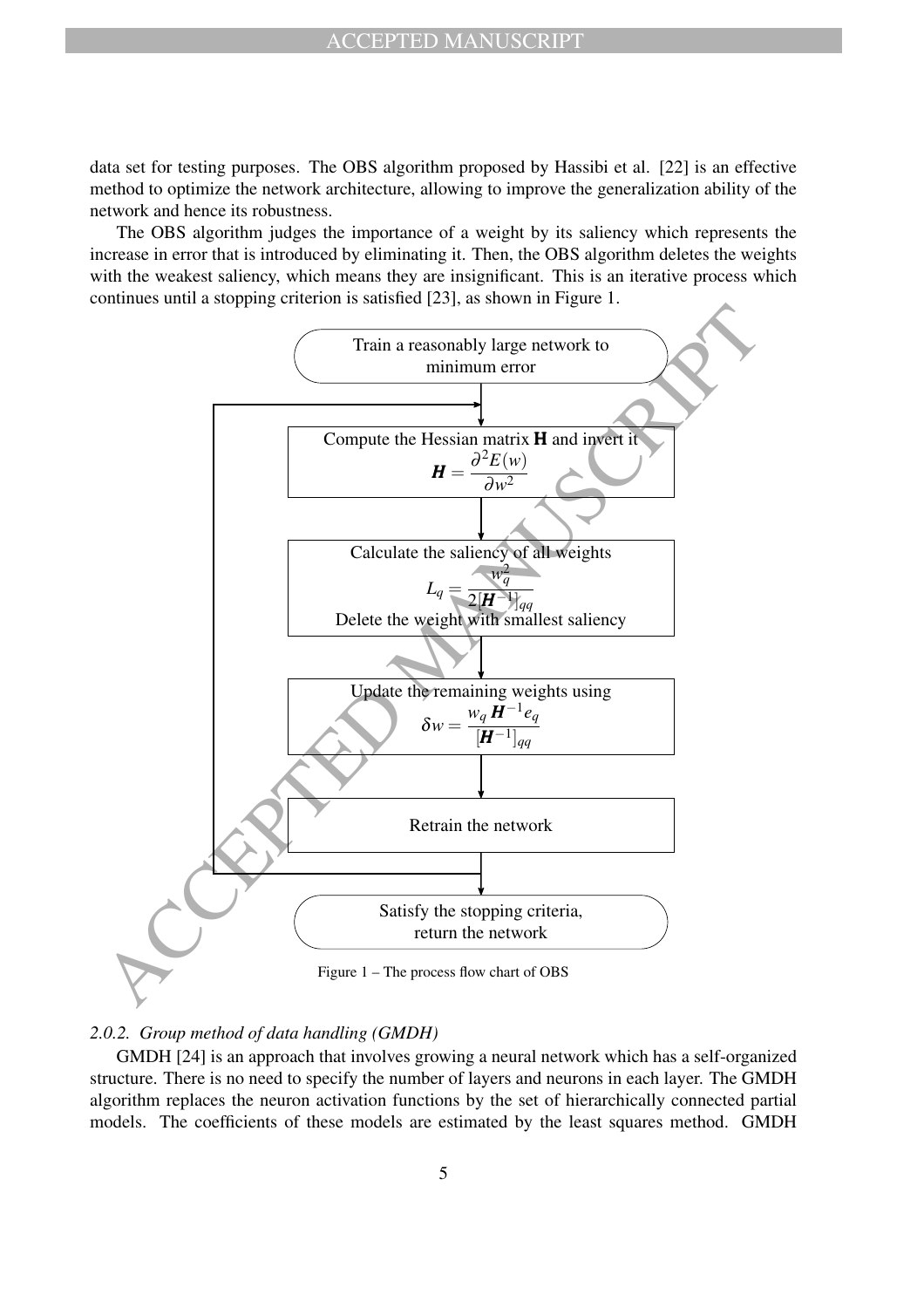data set for testing purposes. The OBS algorithm proposed by Hassibi et al. [22] is an effective method to optimize the network architecture, allowing to improve the generalization ability of the network and hence its robustness.

The OBS algorithm judges the importance of a weight by its saliency which represents the increase in error that is introduced by eliminating it. Then, the OBS algorithm deletes the weights with the weakest saliency, which means they are insignificant. This is an iterative process which continues until a stopping criterion is satisfied [23], as shown in Figure 1.

Train a reasonably large network to minimum error

Compute the Hessian matrix **H** and invert it

$$\boldsymbol{H} = \frac{\partial^2 E(w)}{\partial w^2}$$

Calculate the saliency of all weights

$$L_q = \frac{w_q^2}{2[\boldsymbol{H}^{-1}]_{qq}}$$

Delete the weight with smallest saliency

Update the remaining weights using

$$\delta w = \frac{w_q \, \boldsymbol{H}^{-1} e_q}{[\boldsymbol{H}^{-1}]_{qq}}$$

Retrain the network

Satisfy the stopping criteria, return the network

Figure 1 – The process flow chart of OBS

#### 2.0.2. Group method of data handling (GMDH)

GMDH [24] is an approach that involves growing a neural network which has a self-organized structure. There is no need to specify the number of layers and neurons in each layer. The GMDH algorithm replaces the neuron activation functions by the set of hierarchically connected partial models. The coefficients of these models are estimated by the least squares method. GMDH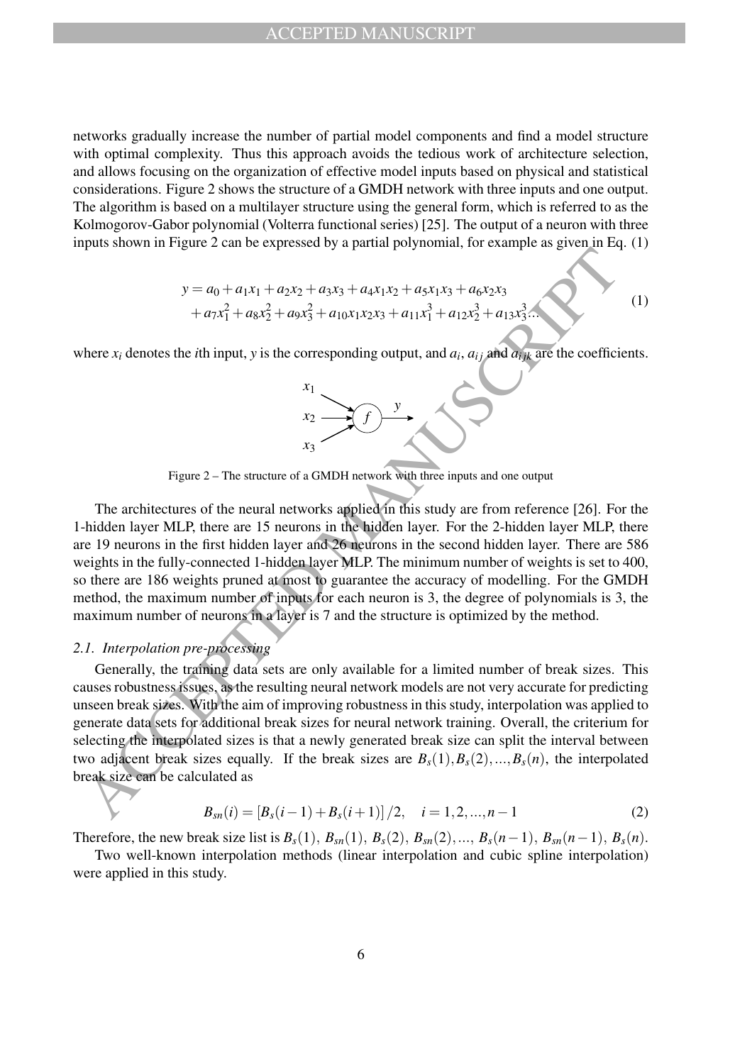networks gradually increase the number of partial model components and find a model structure with optimal complexity. Thus this approach avoids the tedious work of architecture selection, and allows focusing on the organization of effective model inputs based on physical and statistical considerations. Figure 2 shows the structure of a GMDH network with three inputs and one output. The algorithm is based on a multilayer structure using the general form, which is referred to as the Kolmogorov-Gabor polynomial (Volterra functional series) [25]. The output of a neuron with three inputs shown in Figure 2 can be expressed by a partial polynomial, for example as given in Eq. (1)

$$
\begin{aligned}
y = a_0 + a_1x_1 + a_2x_2 + a_3x_3 + a_4x_1x_2 + a_5x_1x_3 + a_6x_2x_3 \\
+ a_7x_1^2 + a_8x_2^2 + a_9x_3^2 + a_{10}x_1x_2x_3 + a_{11}x_1^3 + a_{12}x_2^3 + a_{13}x_3^3 \ldots
\end{aligned}
\tag{1}
$$

where $x_i$ denotes the $i$th input, $y$ is the corresponding output, and $a_i$, $a_{ij}$ and $a_{ijk}$ are the coefficients.

Figure 2 – The structure of a GMDH network with three inputs and one output

The architectures of the neural networks applied in this study are from reference [26]. For the 1-hidden layer MLP, there are 15 neurons in the hidden layer. For the 2-hidden layer MLP, there are 19 neurons in the first hidden layer and 26 neurons in the second hidden layer. There are 586 weights in the fully-connected 1-hidden layer MLP. The minimum number of weights is set to 400, so there are 186 weights pruned at most to guarantee the accuracy of modelling. For the GMDH method, the maximum number of inputs for each neuron is 3, the degree of polynomials is 3, the maximum number of neurons in a layer is 7 and the structure is optimized by the method.

### 2.1. Interpolation pre-processing

Generally, the training data sets are only available for a limited number of break sizes. This causes robustness issues, as the resulting neural network models are not very accurate for predicting unseen break sizes. With the aim of improving robustness in this study, interpolation was applied to generate data sets for additional break sizes for neural network training. Overall, the criterium for selecting the interpolated sizes is that a newly generated break size can split the interval between two adjacent break sizes equally. If the break sizes are $B_s(1), B_s(2), ..., B_s(n)$, the interpolated break size can be calculated as

$$
B_{sn}(i) = [B_s(i-1) + B_s(i+1)]/2, \quad i = 1, 2, ..., n-1 \tag{2}
$$

Therefore, the new break size list is $B_s(1)$, $B_{sn}(1)$, $B_s(2)$, $B_{sn}(2)$, ..., $B_s(n-1)$, $B_{sn}(n-1)$, $B_s(n)$.

Two well-known interpolation methods (linear interpolation and cubic spline interpolation) were applied in this study.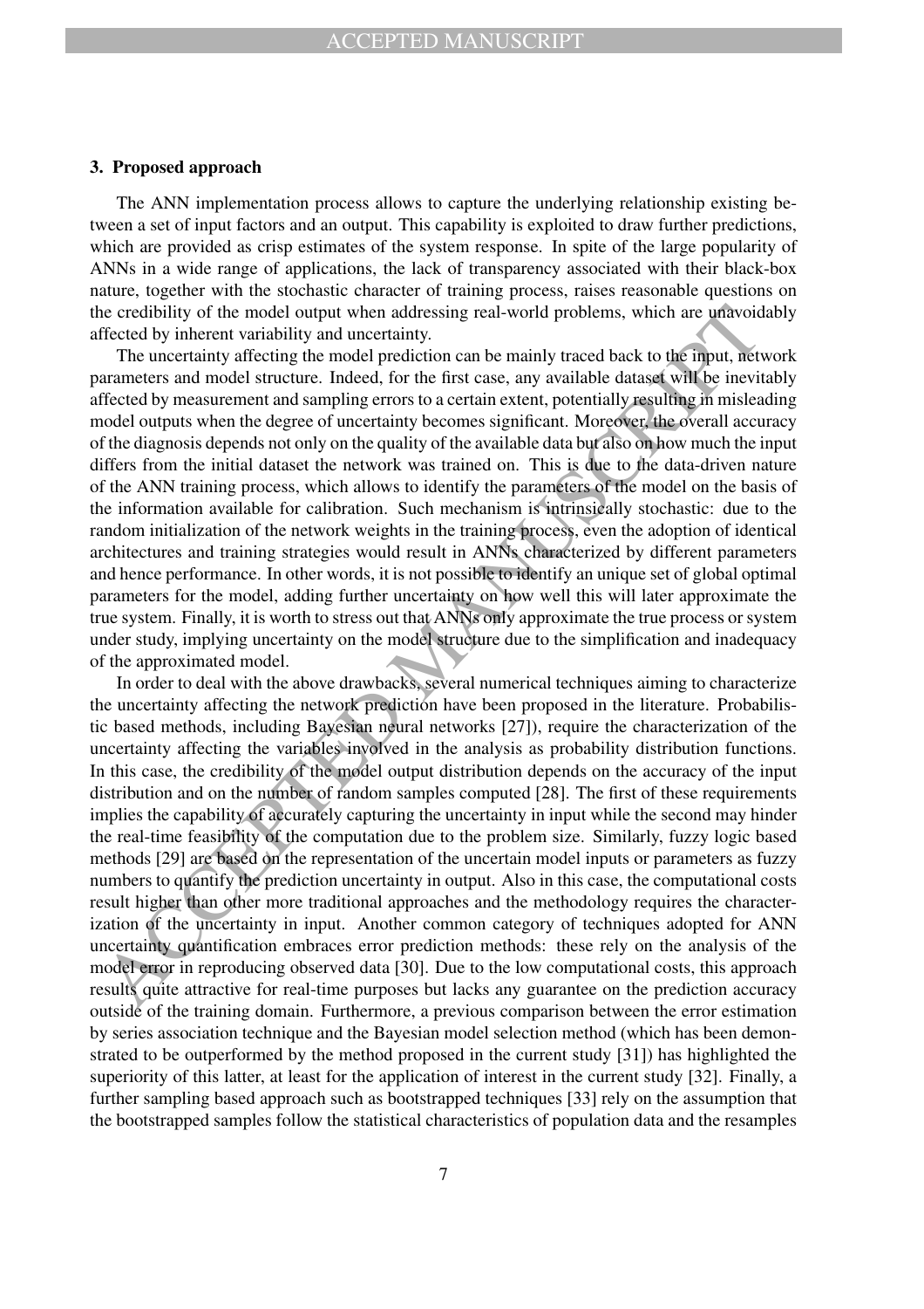### 3. Proposed approach

The ANN implementation process allows to capture the underlying relationship existing between a set of input factors and an output. This capability is exploited to draw further predictions, which are provided as crisp estimates of the system response. In spite of the large popularity of ANNs in a wide range of applications, the lack of transparency associated with their black-box nature, together with the stochastic character of training process, raises reasonable questions on the credibility of the model output when addressing real-world problems, which are unavoidably affected by inherent variability and uncertainty.

The uncertainty affecting the model prediction can be mainly traced back to the input, network parameters and model structure. Indeed, for the first case, any available dataset will be inevitably affected by measurement and sampling errors to a certain extent, potentially resulting in misleading model outputs when the degree of uncertainty becomes significant. Moreover, the overall accuracy of the diagnosis depends not only on the quality of the available data but also on how much the input differs from the initial dataset the network was trained on. This is due to the data-driven nature of the ANN training process, which allows to identify the parameters of the model on the basis of the information available for calibration. Such mechanism is intrinsically stochastic: due to the random initialization of the network weights in the training process, even the adoption of identical architectures and training strategies would result in ANNs characterized by different parameters and hence performance. In other words, it is not possible to identify an unique set of global optimal parameters for the model, adding further uncertainty on how well this will later approximate the true system. Finally, it is worth to stress out that ANNs only approximate the true process or system under study, implying uncertainty on the model structure due to the simplification and inadequacy of the approximated model.

In order to deal with the above drawbacks, several numerical techniques aiming to characterize the uncertainty affecting the network prediction have been proposed in the literature. Probabilistic based methods, including Bayesian neural networks [27]), require the characterization of the uncertainty affecting the variables involved in the analysis as probability distribution functions. In this case, the credibility of the model output distribution depends on the accuracy of the input distribution and on the number of random samples computed [28]. The first of these requirements implies the capability of accurately capturing the uncertainty in input while the second may hinder the real-time feasibility of the computation due to the problem size. Similarly, fuzzy logic based methods [29] are based on the representation of the uncertain model inputs or parameters as fuzzy numbers to quantify the prediction uncertainty in output. Also in this case, the computational costs result higher than other more traditional approaches and the methodology requires the characterization of the uncertainty in input. Another common category of techniques adopted for ANN uncertainty quantification embraces error prediction methods: these rely on the analysis of the model error in reproducing observed data [30]. Due to the low computational costs, this approach results quite attractive for real-time purposes but lacks any guarantee on the prediction accuracy outside of the training domain. Furthermore, a previous comparison between the error estimation by series association technique and the Bayesian model selection method (which has been demonstrated to be outperformed by the method proposed in the current study [31]) has highlighted the superiority of this latter, at least for the application of interest in the current study [32]. Finally, a further sampling based approach such as bootstrapped techniques [33] rely on the assumption that the bootstrapped samples follow the statistical characteristics of population data and the resamples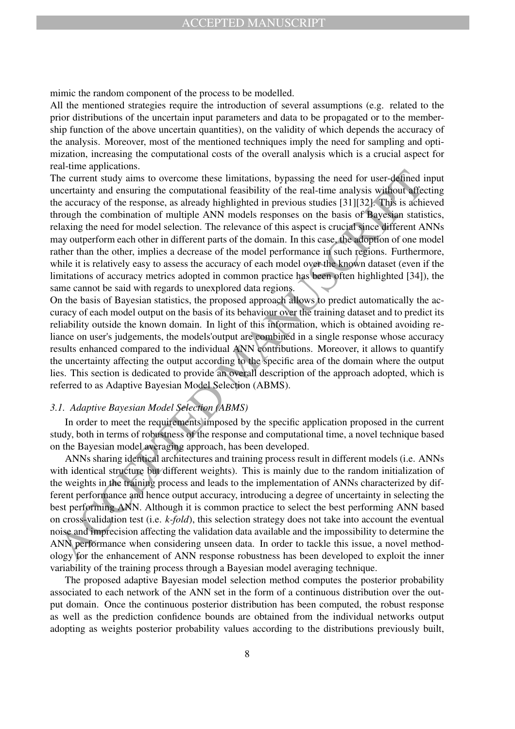mimic the random component of the process to be modelled.

All the mentioned strategies require the introduction of several assumptions (e.g. related to the prior distributions of the uncertain input parameters and data to be propagated or to the membership function of the above uncertain quantities), on the validity of which depends the accuracy of the analysis. Moreover, most of the mentioned techniques imply the need for sampling and optimization, increasing the computational costs of the overall analysis which is a crucial aspect for real-time applications.

The current study aims to overcome these limitations, bypassing the need for user-defined input uncertainty and ensuring the computational feasibility of the real-time analysis without affecting the accuracy of the response, as already highlighted in previous studies [31][32]. This is achieved through the combination of multiple ANN models responses on the basis of Bayesian statistics, relaxing the need for model selection. The relevance of this aspect is crucial since different ANNs may outperform each other in different parts of the domain. In this case, the adoption of one model rather than the other, implies a decrease of the model performance in such regions. Furthermore, while it is relatively easy to assess the accuracy of each model over the known dataset (even if the limitations of accuracy metrics adopted in common practice has been often highlighted [34]), the same cannot be said with regards to unexplored data regions.

On the basis of Bayesian statistics, the proposed approach allows to predict automatically the accuracy of each model output on the basis of its behaviour over the training dataset and to predict its reliability outside the known domain. In light of this information, which is obtained avoiding reliance on user's judgements, the models'output are combined in a single response whose accuracy results enhanced compared to the individual ANN contributions. Moreover, it allows to quantify the uncertainty affecting the output according to the specific area of the domain where the output lies. This section is dedicated to provide an overall description of the approach adopted, which is referred to as Adaptive Bayesian Model Selection (ABMS).

### *3.1. Adaptive Bayesian Model Selection (ABMS)*

In order to meet the requirements imposed by the specific application proposed in the current study, both in terms of robustness of the response and computational time, a novel technique based on the Bayesian model averaging approach, has been developed.

ANNs sharing identical architectures and training process result in different models (i.e. ANNs with identical structure but different weights). This is mainly due to the random initialization of the weights in the training process and leads to the implementation of ANNs characterized by different performance and hence output accuracy, introducing a degree of uncertainty in selecting the best performing ANN. Although it is common practice to select the best performing ANN based on cross-validation test (i.e. *k-fold*), this selection strategy does not take into account the eventual noise and imprecision affecting the validation data available and the impossibility to determine the ANN performance when considering unseen data. In order to tackle this issue, a novel methodology for the enhancement of ANN response robustness has been developed to exploit the inner variability of the training process through a Bayesian model averaging technique.

The proposed adaptive Bayesian model selection method computes the posterior probability associated to each network of the ANN set in the form of a continuous distribution over the output domain. Once the continuous posterior distribution has been computed, the robust response as well as the prediction confidence bounds are obtained from the individual networks output adopting as weights posterior probability values according to the distributions previously built,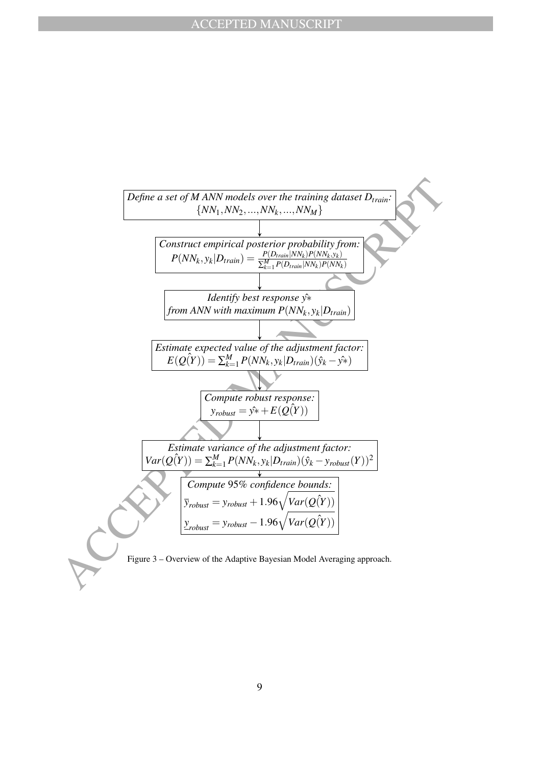*Define a set of M ANN models over the training dataset $D_{train}$:*
$\{NN_1, NN_2, ..., NN_k, ..., NN_M\}$

↓

*Construct empirical posterior probability from:*
$$P(NN_k, y_k|D_{train}) = \frac{P(D_{train}|NN_k)P(NN_k, y_k)}{\sum_{k=1}^{M} P(D_{train}|NN_k)P(NN_k)}$$

↓

*Identify best response $\hat{y*}$*
*from ANN with maximum $P(NN_k, y_k|D_{train})$*

↓

*Estimate expected value of the adjustment factor:*
$$E(Q(\hat{Y})) = \sum_{k=1}^{M} P(NN_k, y_k|D_{train})(\hat{y}_k - \hat{y*})$$

↓

*Compute robust response:*
$$y_{robust} = \hat{y*} + E(Q(\hat{Y}))$$

↓

*Estimate variance of the adjustment factor:*
$$Var(Q(\hat{Y})) = \sum_{k=1}^{M} P(NN_k, y_k|D_{train})(\hat{y}_k - y_{robust}(Y))^2$$

↓

*Compute 95% confidence bounds:*
$$\overline{y}_{robust} = y_{robust} + 1.96\sqrt{Var(Q(\hat{Y}))}$$
$$\underline{y}_{robust} = y_{robust} - 1.96\sqrt{Var(Q(\hat{Y}))}$$

Figure 3 – Overview of the Adaptive Bayesian Model Averaging approach.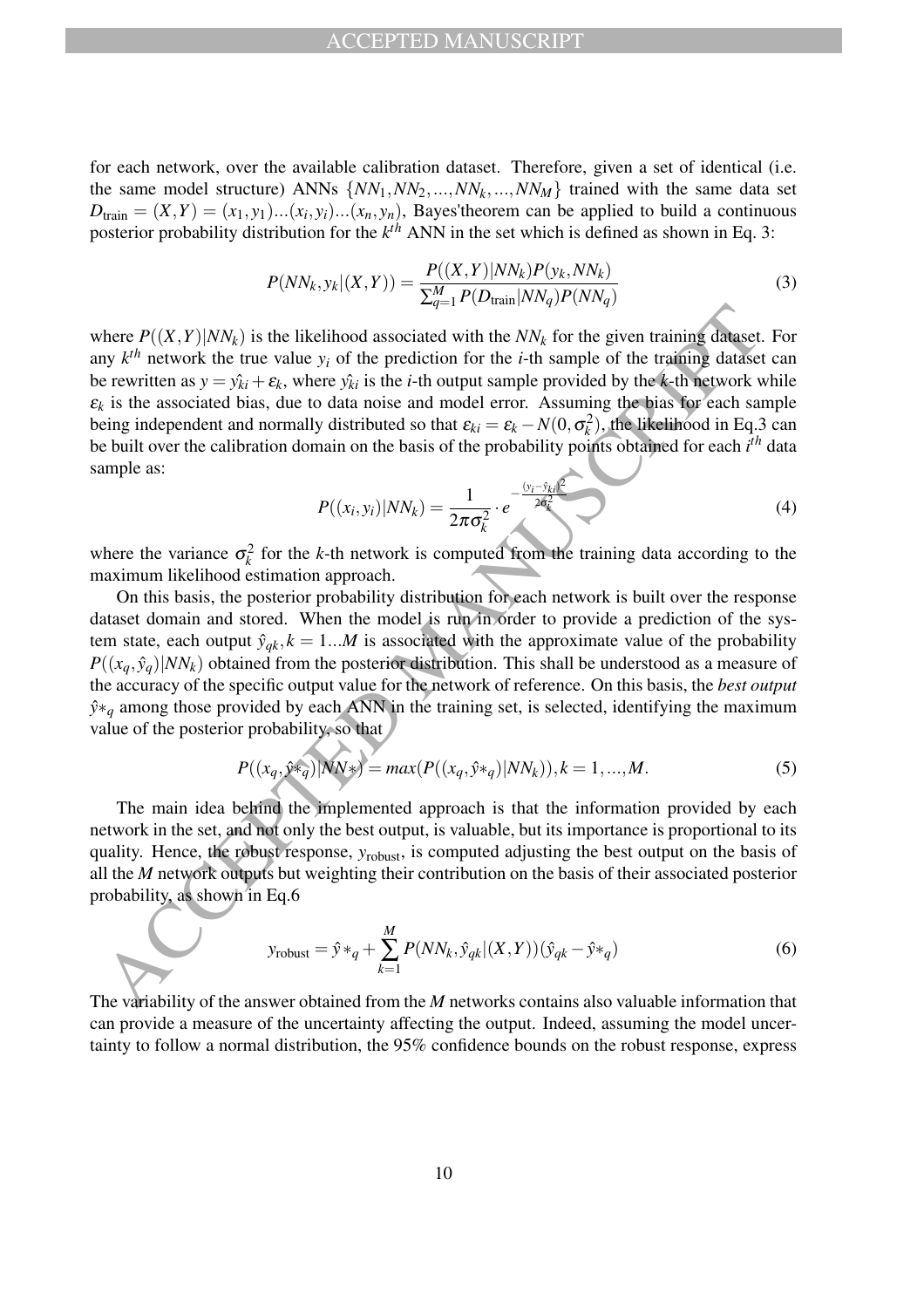for each network, over the available calibration dataset. Therefore, given a set of identical (i.e. the same model structure) ANNs $\{NN_1, NN_2, ..., NN_k, ..., NN_M\}$ trained with the same data set $D_{\text{train}} = (X,Y) = (x_1,y_1)...(x_i,y_i)...(x_n,y_n)$, Bayes'theorem can be applied to build a continuous posterior probability distribution for the $k^{th}$ ANN in the set which is defined as shown in Eq. 3:

$$P(NN_k, y_k|(X,Y)) = \frac{P((X,Y)|NN_k)P(y_k, NN_k)}{\sum_{q=1}^{M} P(D_{\text{train}}|NN_q)P(NN_q)} \tag{3}$$

where $P((X,Y)|NN_k)$ is the likelihood associated with the $NN_k$ for the given training dataset. For any $k^{th}$ network the true value $y_i$ of the prediction for the $i$-th sample of the training dataset can be rewritten as $y = \hat{y_{ki}} + \varepsilon_k$, where $\hat{y_{ki}}$ is the $i$-th output sample provided by the $k$-th network while $\varepsilon_k$ is the associated bias, due to data noise and model error. Assuming the bias for each sample being independent and normally distributed so that $\varepsilon_{ki} = \varepsilon_k - N(0, \sigma_k^2)$, the likelihood in Eq.3 can be built over the calibration domain on the basis of the probability points obtained for each $i^{th}$ data sample as:

$$P((x_i,y_i)|NN_k) = \frac{1}{2\pi\sigma_k^2} \cdot e^{-\frac{(y_i - \hat{y}_{ki})^2}{2\sigma_k^2}} \tag{4}$$

where the variance $\sigma_k^2$ for the $k$-th network is computed from the training data according to the maximum likelihood estimation approach.

On this basis, the posterior probability distribution for each network is built over the response dataset domain and stored. When the model is run in order to provide a prediction of the system state, each output $\hat{y}_{qk}, k = 1...M$ is associated with the approximate value of the probability $P((x_q, \hat{y}_q)|NN_k)$ obtained from the posterior distribution. This shall be understood as a measure of the accuracy of the specific output value for the network of reference. On this basis, the *best output* $\hat{y}*_q$ among those provided by each ANN in the training set, is selected, identifying the maximum value of the posterior probability, so that

$$P((x_q, \hat{y}*_q)|NN*) = max(P((x_q, \hat{y}*_q)|NN_k)), k = 1, ..., M. \tag{5}$$

The main idea behind the implemented approach is that the information provided by each network in the set, and not only the best output, is valuable, but its importance is proportional to its quality. Hence, the robust response, $y_{\text{robust}}$, is computed adjusting the best output on the basis of all the $M$ network outputs but weighting their contribution on the basis of their associated posterior probability, as shown in Eq.6

$$y_{\text{robust}} = \hat{y}*_q + \sum_{k=1}^{M} P(NN_k, \hat{y}_{qk}|(X,Y))(\hat{y}_{qk} - \hat{y}*_q) \tag{6}$$

The variability of the answer obtained from the $M$ networks contains also valuable information that can provide a measure of the uncertainty affecting the output. Indeed, assuming the model uncertainty to follow a normal distribution, the 95% confidence bounds on the robust response, express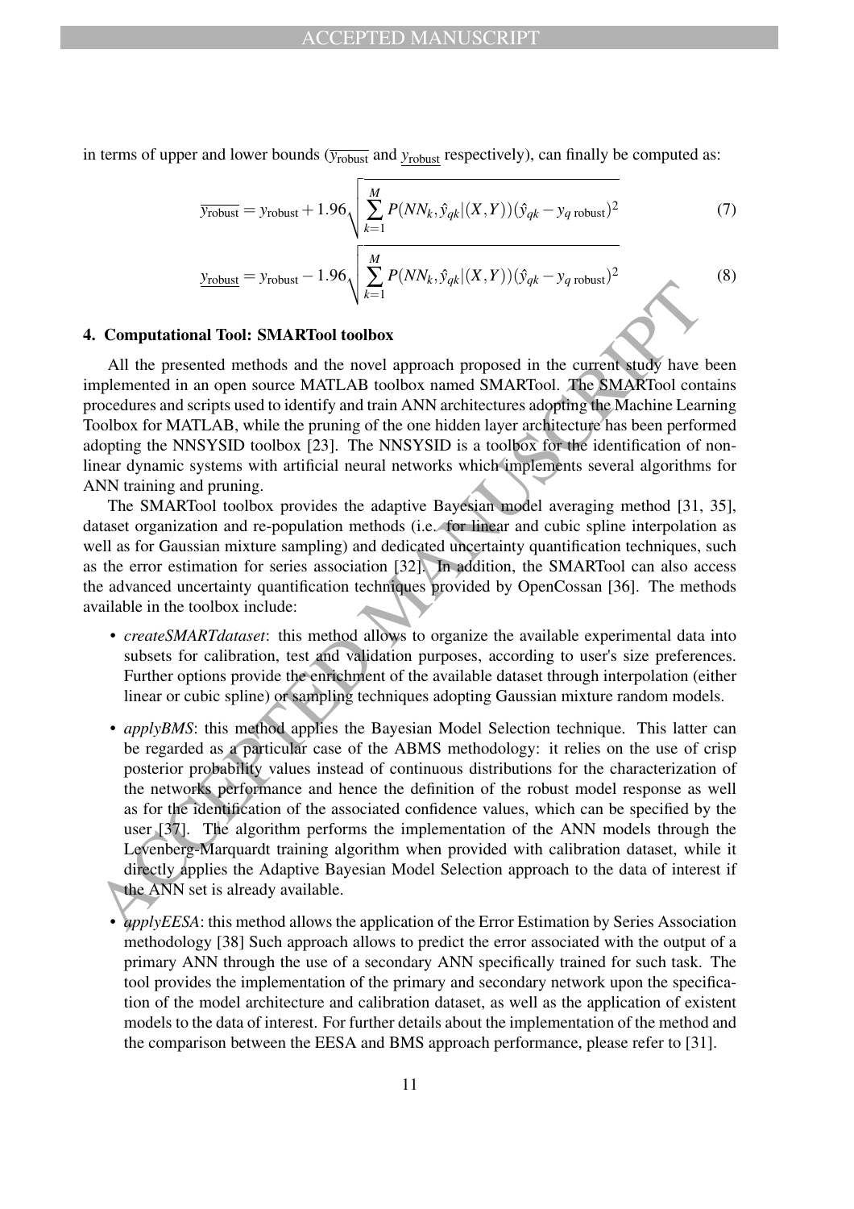in terms of upper and lower bounds ($\overline{y_{\text{robust}}}$ and $\underline{y_{\text{robust}}}$ respectively), can finally be computed as:

$$\overline{y_{\text{robust}}} = y_{\text{robust}} + 1.96\sqrt{\sum_{k=1}^{M} P(NN_k, \hat{y}_{qk}|(X,Y))(\hat{y}_{qk} - y_{q\,\text{robust}})^2} \tag{7}$$

$$\underline{y_{\text{robust}}} = y_{\text{robust}} - 1.96\sqrt{\sum_{k=1}^{M} P(NN_k, \hat{y}_{qk}|(X,Y))(\hat{y}_{qk} - y_{q\,\text{robust}})^2} \tag{8}$$

## 4. Computational Tool: SMARTool toolbox

All the presented methods and the novel approach proposed in the current study have been implemented in an open source MATLAB toolbox named SMARTool. The SMARTool contains procedures and scripts used to identify and train ANN architectures adopting the Machine Learning Toolbox for MATLAB, while the pruning of the one hidden layer architecture has been performed adopting the NNSYSID toolbox [23]. The NNSYSID is a toolbox for the identification of nonlinear dynamic systems with artificial neural networks which implements several algorithms for ANN training and pruning.

The SMARTool toolbox provides the adaptive Bayesian model averaging method [31, 35], dataset organization and re-population methods (i.e. for linear and cubic spline interpolation as well as for Gaussian mixture sampling) and dedicated uncertainty quantification techniques, such as the error estimation for series association [32]. In addition, the SMARTool can also access the advanced uncertainty quantification techniques provided by OpenCossan [36]. The methods available in the toolbox include:

- *createSMARTdataset*: this method allows to organize the available experimental data into subsets for calibration, test and validation purposes, according to user's size preferences. Further options provide the enrichment of the available dataset through interpolation (either linear or cubic spline) or sampling techniques adopting Gaussian mixture random models.
- *applyBMS*: this method applies the Bayesian Model Selection technique. This latter can be regarded as a particular case of the ABMS methodology: it relies on the use of crisp posterior probability values instead of continuous distributions for the characterization of the networks performance and hence the definition of the robust model response as well as for the identification of the associated confidence values, which can be specified by the user [37]. The algorithm performs the implementation of the ANN models through the Levenberg-Marquardt training algorithm when provided with calibration dataset, while it directly applies the Adaptive Bayesian Model Selection approach to the data of interest if the ANN set is already available.
- *applyEESA*: this method allows the application of the Error Estimation by Series Association methodology [38] Such approach allows to predict the error associated with the output of a primary ANN through the use of a secondary ANN specifically trained for such task. The tool provides the implementation of the primary and secondary network upon the specification of the model architecture and calibration dataset, as well as the application of existent models to the data of interest. For further details about the implementation of the method and the comparison between the EESA and BMS approach performance, please refer to [31].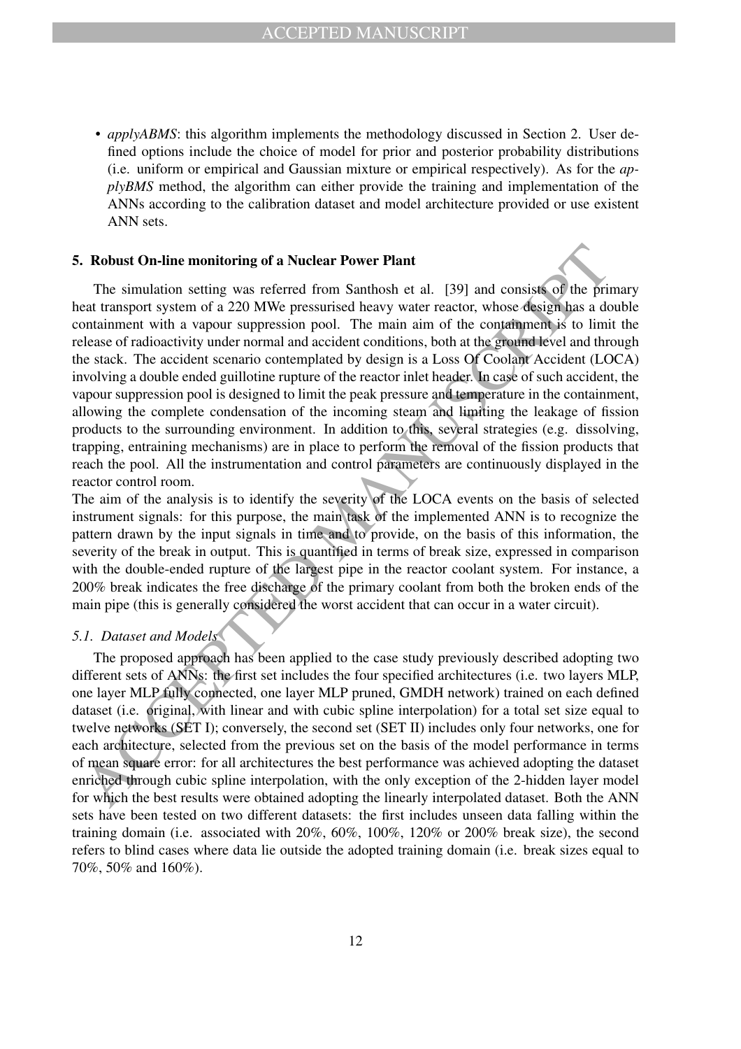- *applyABMS*: this algorithm implements the methodology discussed in Section 2. User defined options include the choice of model for prior and posterior probability distributions (i.e. uniform or empirical and Gaussian mixture or empirical respectively). As for the *applyBMS* method, the algorithm can either provide the training and implementation of the ANNs according to the calibration dataset and model architecture provided or use existent ANN sets.

## 5. Robust On-line monitoring of a Nuclear Power Plant

The simulation setting was referred from Santhosh et al. [39] and consists of the primary heat transport system of a 220 MWe pressurised heavy water reactor, whose design has a double containment with a vapour suppression pool. The main aim of the containment is to limit the release of radioactivity under normal and accident conditions, both at the ground level and through the stack. The accident scenario contemplated by design is a Loss Of Coolant Accident (LOCA) involving a double ended guillotine rupture of the reactor inlet header. In case of such accident, the vapour suppression pool is designed to limit the peak pressure and temperature in the containment, allowing the complete condensation of the incoming steam and limiting the leakage of fission products to the surrounding environment. In addition to this, several strategies (e.g. dissolving, trapping, entraining mechanisms) are in place to perform the removal of the fission products that reach the pool. All the instrumentation and control parameters are continuously displayed in the reactor control room.

The aim of the analysis is to identify the severity of the LOCA events on the basis of selected instrument signals: for this purpose, the main task of the implemented ANN is to recognize the pattern drawn by the input signals in time and to provide, on the basis of this information, the severity of the break in output. This is quantified in terms of break size, expressed in comparison with the double-ended rupture of the largest pipe in the reactor coolant system. For instance, a 200% break indicates the free discharge of the primary coolant from both the broken ends of the main pipe (this is generally considered the worst accident that can occur in a water circuit).

### 5.1. Dataset and Models

The proposed approach has been applied to the case study previously described adopting two different sets of ANNs: the first set includes the four specified architectures (i.e. two layers MLP, one layer MLP fully connected, one layer MLP pruned, GMDH network) trained on each defined dataset (i.e. original, with linear and with cubic spline interpolation) for a total set size equal to twelve networks (SET I); conversely, the second set (SET II) includes only four networks, one for each architecture, selected from the previous set on the basis of the model performance in terms of mean square error: for all architectures the best performance was achieved adopting the dataset enriched through cubic spline interpolation, with the only exception of the 2-hidden layer model for which the best results were obtained adopting the linearly interpolated dataset. Both the ANN sets have been tested on two different datasets: the first includes unseen data falling within the training domain (i.e. associated with 20%, 60%, 100%, 120% or 200% break size), the second refers to blind cases where data lie outside the adopted training domain (i.e. break sizes equal to 70%, 50% and 160%).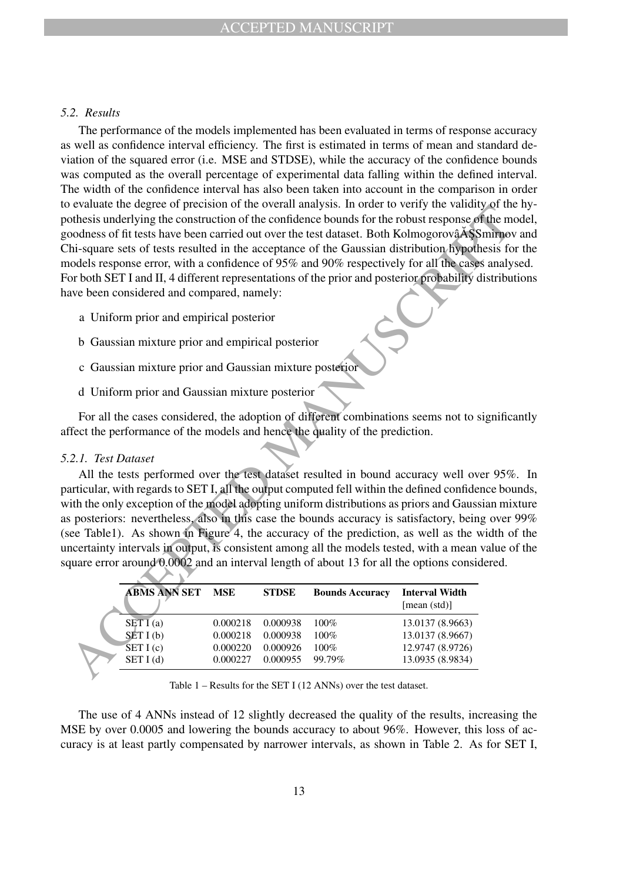### 5.2. Results

The performance of the models implemented has been evaluated in terms of response accuracy as well as confidence interval efficiency. The first is estimated in terms of mean and standard deviation of the squared error (i.e. MSE and STDSE), while the accuracy of the confidence bounds was computed as the overall percentage of experimental data falling within the defined interval. The width of the confidence interval has also been taken into account in the comparison in order to evaluate the degree of precision of the overall analysis. In order to verify the validity of the hypothesis underlying the construction of the confidence bounds for the robust response of the model, goodness of fit tests have been carried out over the test dataset. Both KolmogorovâĂŞSmirnov and Chi-square sets of tests resulted in the acceptance of the Gaussian distribution hypothesis for the models response error, with a confidence of 95% and 90% respectively for all the cases analysed. For both SET I and II, 4 different representations of the prior and posterior probability distributions have been considered and compared, namely:

a Uniform prior and empirical posterior

b Gaussian mixture prior and empirical posterior

c Gaussian mixture prior and Gaussian mixture posterior

d Uniform prior and Gaussian mixture posterior

For all the cases considered, the adoption of different combinations seems not to significantly affect the performance of the models and hence the quality of the prediction.

#### 5.2.1. Test Dataset

All the tests performed over the test dataset resulted in bound accuracy well over 95%. In particular, with regards to SET I, all the output computed fell within the defined confidence bounds, with the only exception of the model adopting uniform distributions as priors and Gaussian mixture as posteriors: nevertheless, also in this case the bounds accuracy is satisfactory, being over 99% (see Table1). As shown in Figure 4, the accuracy of the prediction, as well as the width of the uncertainty intervals in output, is consistent among all the models tested, with a mean value of the square error around 0.0002 and an interval length of about 13 for all the options considered.

| ABMS ANN SET | MSE | STDSE | Bounds Accuracy | Interval Width [mean (std)] |
|---|---|---|---|---|
| SET I (a) | 0.000218 | 0.000938 | 100% | 13.0137 (8.9663) |
| SET I (b) | 0.000218 | 0.000938 | 100% | 13.0137 (8.9667) |
| SET I (c) | 0.000220 | 0.000926 | 100% | 12.9747 (8.9726) |
| SET I (d) | 0.000227 | 0.000955 | 99.79% | 13.0935 (8.9834) |

Table 1 – Results for the SET I (12 ANNs) over the test dataset.

The use of 4 ANNs instead of 12 slightly decreased the quality of the results, increasing the MSE by over 0.0005 and lowering the bounds accuracy to about 96%. However, this loss of accuracy is at least partly compensated by narrower intervals, as shown in Table 2. As for SET I,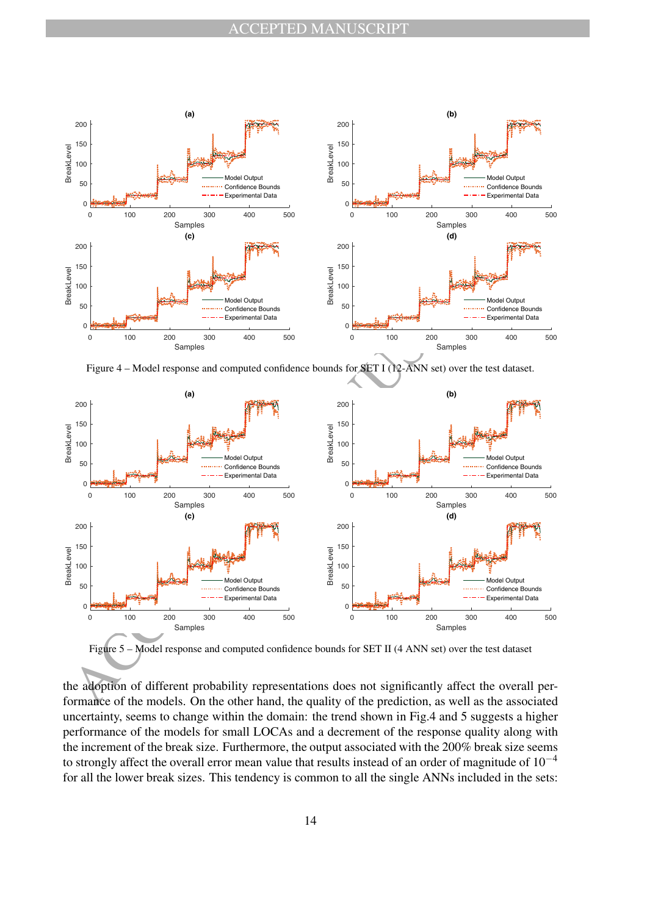Figure 4 – Model response and computed confidence bounds for SET I (12-ANN set) over the test dataset.

Figure 5 – Model response and computed confidence bounds for SET II (4 ANN set) over the test dataset

the adoption of different probability representations does not significantly affect the overall performance of the models. On the other hand, the quality of the prediction, as well as the associated uncertainty, seems to change within the domain: the trend shown in Fig.4 and 5 suggests a higher performance of the models for small LOCAs and a decrement of the response quality along with the increment of the break size. Furthermore, the output associated with the 200% break size seems to strongly affect the overall error mean value that results instead of an order of magnitude of $10^{-4}$ for all the lower break sizes. This tendency is common to all the single ANNs included in the sets: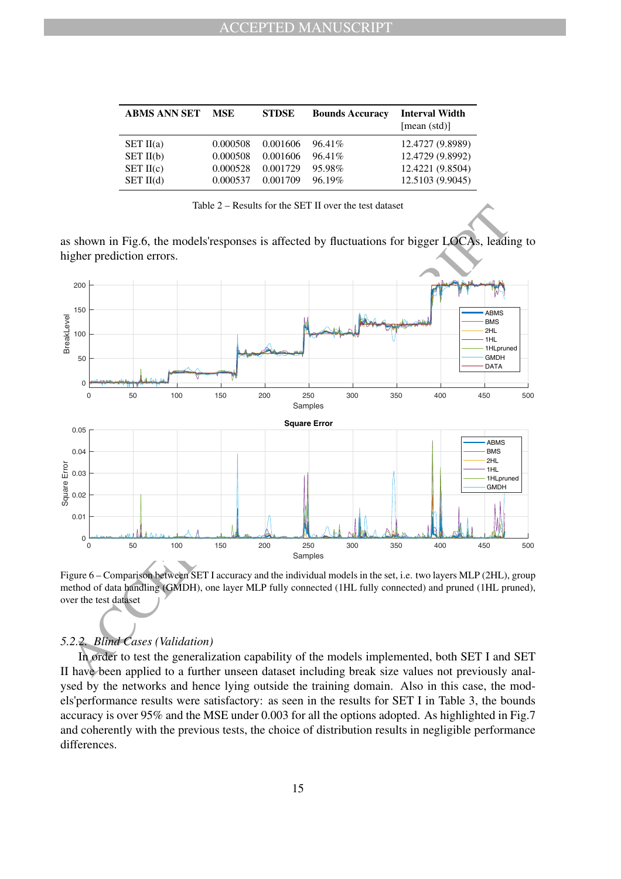| ABMS ANN SET | MSE | STDSE | Bounds Accuracy | Interval Width [mean (std)] |
|---|---|---|---|---|
| SET II(a) | 0.000508 | 0.001606 | 96.41% | 12.4727 (9.8989) |
| SET II(b) | 0.000508 | 0.001606 | 96.41% | 12.4729 (9.8992) |
| SET II(c) | 0.000528 | 0.001729 | 95.98% | 12.4221 (9.8504) |
| SET II(d) | 0.000537 | 0.001709 | 96.19% | 12.5103 (9.9045) |

Table 2 – Results for the SET II over the test dataset

as shown in Fig.6, the models'responses is affected by fluctuations for bigger LOCAs, leading to higher prediction errors.

Figure 6 – Comparison between SET I accuracy and the individual models in the set, i.e. two layers MLP (2HL), group method of data handling (GMDH), one layer MLP fully connected (1HL fully connected) and pruned (1HL pruned), over the test dataset

### *5.2.2. Blind Cases (Validation)*

In order to test the generalization capability of the models implemented, both SET I and SET II have been applied to a further unseen dataset including break size values not previously analysed by the networks and hence lying outside the training domain. Also in this case, the models'performance results were satisfactory: as seen in the results for SET I in Table 3, the bounds accuracy is over 95% and the MSE under 0.003 for all the options adopted. As highlighted in Fig.7 and coherently with the previous tests, the choice of distribution results in negligible performance differences.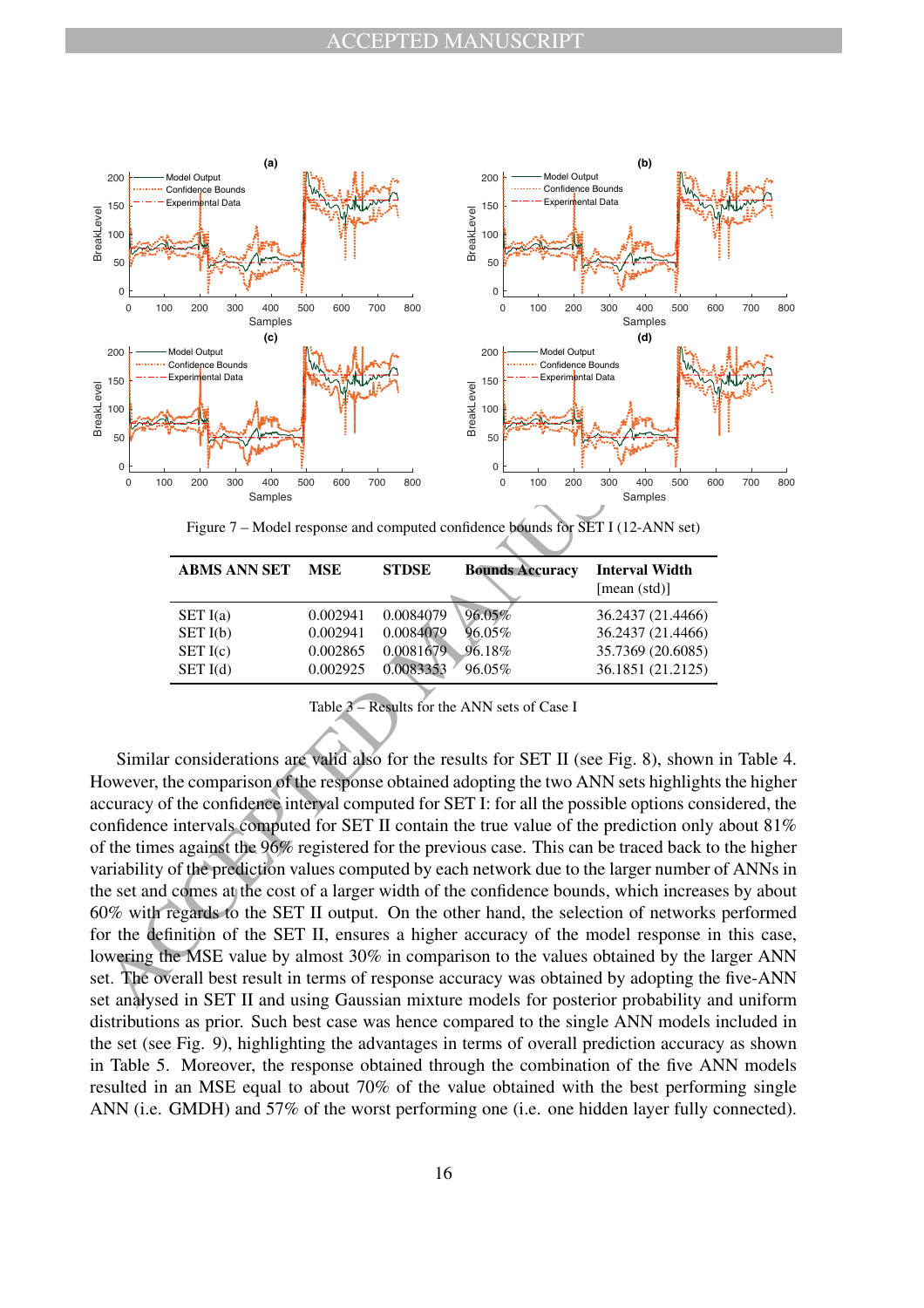Figure 7 – Model response and computed confidence bounds for SET I (12-ANN set)

| ABMS ANN SET | MSE | STDSE | Bounds Accuracy | Interval Width [mean (std)] |
|---|---|---|---|---|
| SET I(a) | 0.002941 | 0.0084079 | 96.05% | 36.2437 (21.4466) |
| SET I(b) | 0.002941 | 0.0084079 | 96.05% | 36.2437 (21.4466) |
| SET I(c) | 0.002865 | 0.0081679 | 96.18% | 35.7369 (20.6085) |
| SET I(d) | 0.002925 | 0.0083353 | 96.05% | 36.1851 (21.2125) |

Table 3 – Results for the ANN sets of Case I

Similar considerations are valid also for the results for SET II (see Fig. 8), shown in Table 4. However, the comparison of the response obtained adopting the two ANN sets highlights the higher accuracy of the confidence interval computed for SET I: for all the possible options considered, the confidence intervals computed for SET II contain the true value of the prediction only about 81% of the times against the 96% registered for the previous case. This can be traced back to the higher variability of the prediction values computed by each network due to the larger number of ANNs in the set and comes at the cost of a larger width of the confidence bounds, which increases by about 60% with regards to the SET II output. On the other hand, the selection of networks performed for the definition of the SET II, ensures a higher accuracy of the model response in this case, lowering the MSE value by almost 30% in comparison to the values obtained by the larger ANN set. The overall best result in terms of response accuracy was obtained by adopting the five-ANN set analysed in SET II and using Gaussian mixture models for posterior probability and uniform distributions as prior. Such best case was hence compared to the single ANN models included in the set (see Fig. 9), highlighting the advantages in terms of overall prediction accuracy as shown in Table 5. Moreover, the response obtained through the combination of the five ANN models resulted in an MSE equal to about 70% of the value obtained with the best performing single ANN (i.e. GMDH) and 57% of the worst performing one (i.e. one hidden layer fully connected).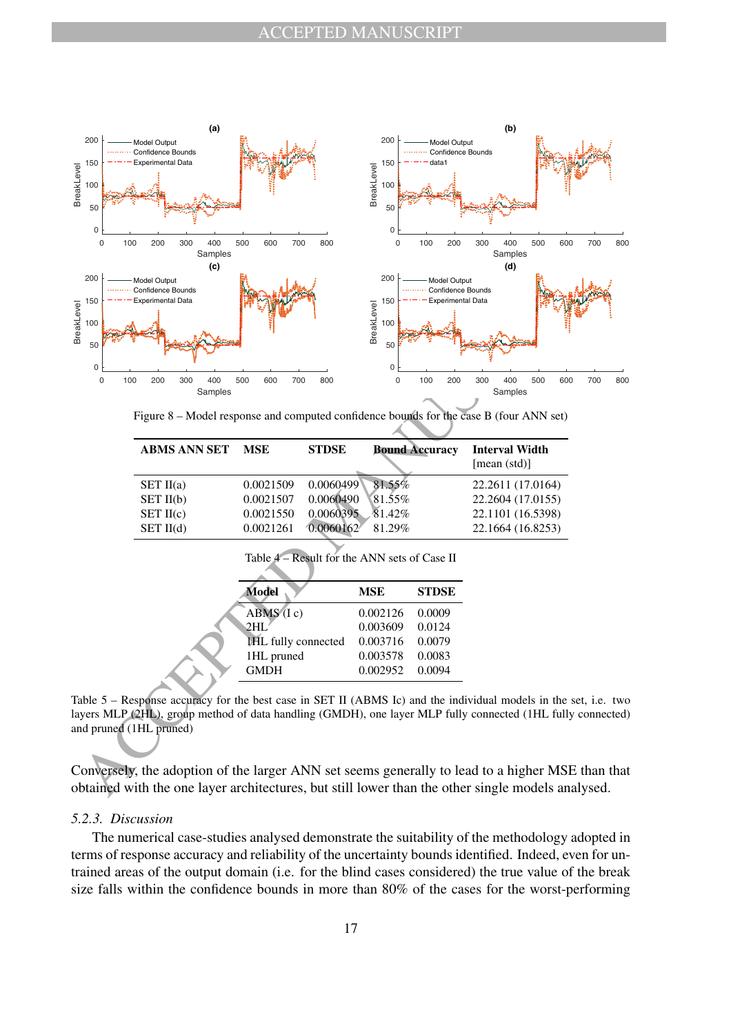Figure 8 – Model response and computed confidence bounds for the case B (four ANN set)

| ABMS ANN SET | MSE | STDSE | Bound Accuracy | Interval Width [mean (std)] |
|---|---|---|---|---|
| SET II(a) | 0.0021509 | 0.0060499 | 81.55% | 22.2611 (17.0164) |
| SET II(b) | 0.0021507 | 0.0060490 | 81.55% | 22.2604 (17.0155) |
| SET II(c) | 0.0021550 | 0.0060395 | 81.42% | 22.1101 (16.5398) |
| SET II(d) | 0.0021261 | 0.0060162 | 81.29% | 22.1664 (16.8253) |

Table 4 – Result for the ANN sets of Case II

| Model | MSE | STDSE |
|---|---|---|
| ABMS (I c) | 0.002126 | 0.0009 |
| 2HL | 0.003609 | 0.0124 |
| 1HL fully connected | 0.003716 | 0.0079 |
| 1HL pruned | 0.003578 | 0.0083 |
| GMDH | 0.002952 | 0.0094 |

Table 5 – Response accuracy for the best case in SET II (ABMS Ic) and the individual models in the set, i.e. two layers MLP (2HL), group method of data handling (GMDH), one layer MLP fully connected (1HL fully connected) and pruned (1HL pruned)

Conversely, the adoption of the larger ANN set seems generally to lead to a higher MSE than that obtained with the one layer architectures, but still lower than the other single models analysed.

### *5.2.3. Discussion*

The numerical case-studies analysed demonstrate the suitability of the methodology adopted in terms of response accuracy and reliability of the uncertainty bounds identified. Indeed, even for un-trained areas of the output domain (i.e. for the blind cases considered) the true value of the break size falls within the confidence bounds in more than 80% of the cases for the worst-performing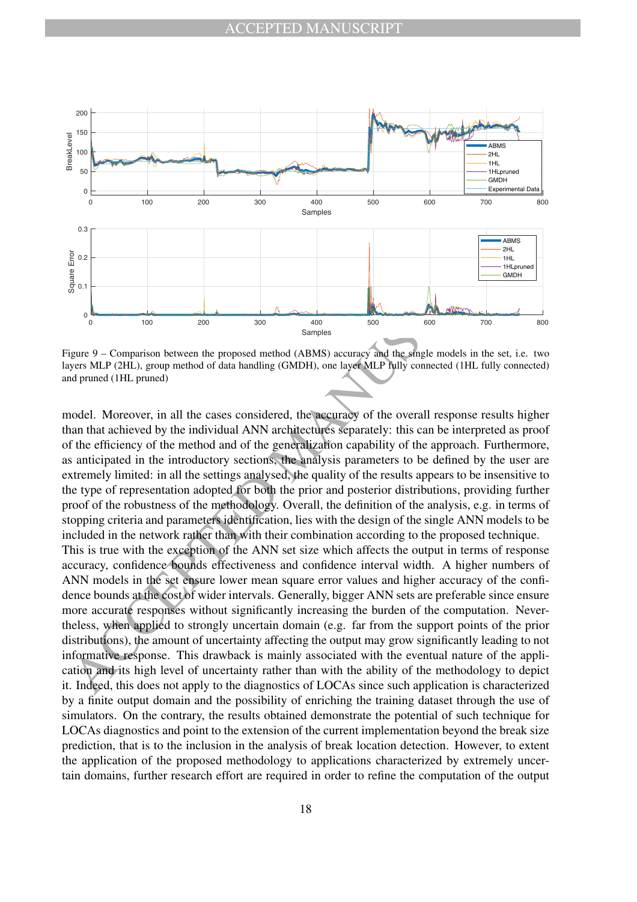BreakLevel
200
150
100
50
0
0 100 200 300 400 500 600 700 800
Samples
ABMS
2HL
1HL
1HLpruned
GMDH
Experimental Data

Square Error
0.3
0.2
0.1
0
0 100 200 300 400 500 600 700 800
Samples
ABMS
2HL
1HL
1HLpruned
GMDH

Figure 9 – Comparison between the proposed method (ABMS) accuracy and the single models in the set, i.e. two layers MLP (2HL), group method of data handling (GMDH), one layer MLP fully connected (1HL fully connected) and pruned (1HL pruned)

model. Moreover, in all the cases considered, the accuracy of the overall response results higher than that achieved by the individual ANN architectures separately: this can be interpreted as proof of the efficiency of the method and of the generalization capability of the approach. Furthermore, as anticipated in the introductory sections, the analysis parameters to be defined by the user are extremely limited: in all the settings analysed, the quality of the results appears to be insensitive to the type of representation adopted for both the prior and posterior distributions, providing further proof of the robustness of the methodology. Overall, the definition of the analysis, e.g. in terms of stopping criteria and parameters identification, lies with the design of the single ANN models to be included in the network rather than with their combination according to the proposed technique.
This is true with the exception of the ANN set size which affects the output in terms of response accuracy, confidence bounds effectiveness and confidence interval width. A higher numbers of ANN models in the set ensure lower mean square error values and higher accuracy of the confidence bounds at the cost of wider intervals. Generally, bigger ANN sets are preferable since ensure more accurate responses without significantly increasing the burden of the computation. Nevertheless, when applied to strongly uncertain domain (e.g. far from the support points of the prior distributions), the amount of uncertainty affecting the output may grow significantly leading to not informative response. This drawback is mainly associated with the eventual nature of the application and its high level of uncertainty rather than with the ability of the methodology to depict it. Indeed, this does not apply to the diagnostics of LOCAs since such application is characterized by a finite output domain and the possibility of enriching the training dataset through the use of simulators. On the contrary, the results obtained demonstrate the potential of such technique for LOCAs diagnostics and point to the extension of the current implementation beyond the break size prediction, that is to the inclusion in the analysis of break location detection. However, to extent the application of the proposed methodology to applications characterized by extremely uncertain domains, further research effort are required in order to refine the computation of the output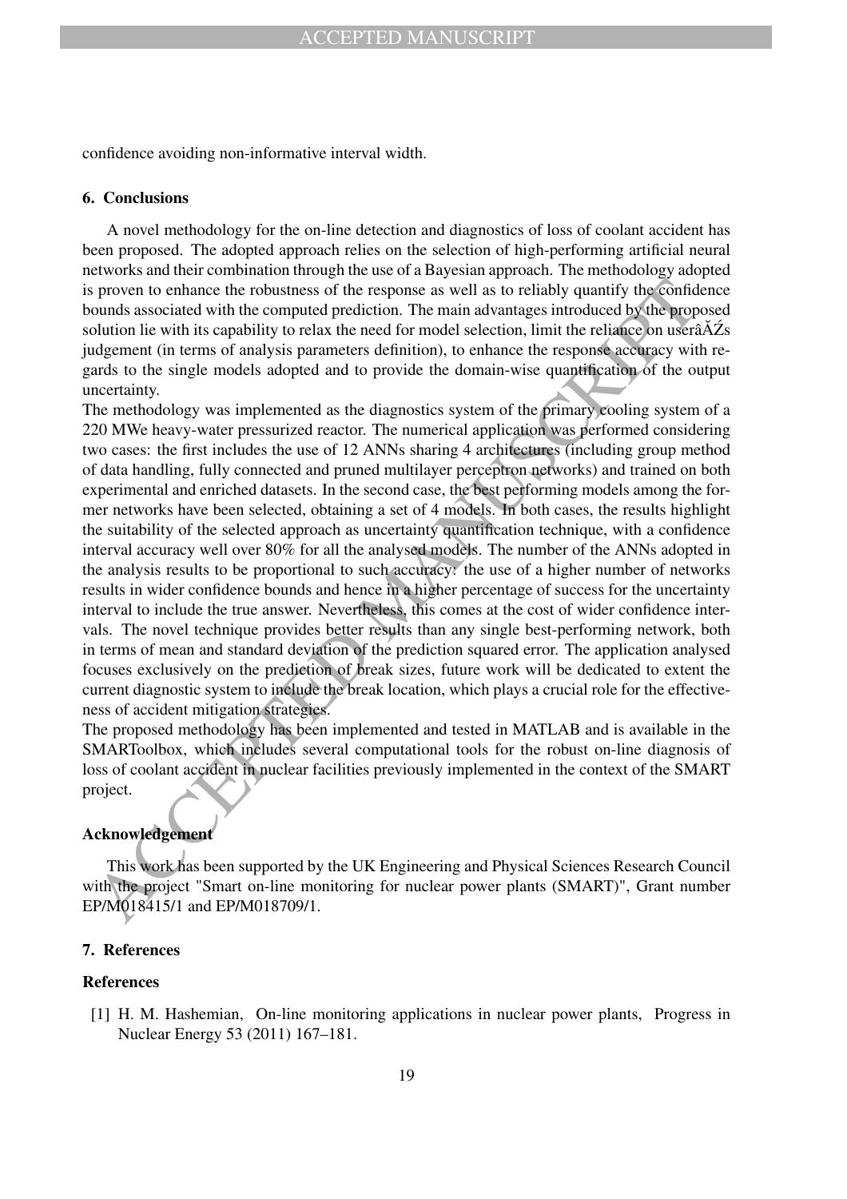confidence avoiding non-informative interval width.

## 6. Conclusions

A novel methodology for the on-line detection and diagnostics of loss of coolant accident has been proposed. The adopted approach relies on the selection of high-performing artificial neural networks and their combination through the use of a Bayesian approach. The methodology adopted is proven to enhance the robustness of the response as well as to reliably quantify the confidence bounds associated with the computed prediction. The main advantages introduced by the proposed solution lie with its capability to relax the need for model selection, limit the reliance on userâĂŹs judgement (in terms of analysis parameters definition), to enhance the response accuracy with regards to the single models adopted and to provide the domain-wise quantification of the output uncertainty.

The methodology was implemented as the diagnostics system of the primary cooling system of a 220 MWe heavy-water pressurized reactor. The numerical application was performed considering two cases: the first includes the use of 12 ANNs sharing 4 architectures (including group method of data handling, fully connected and pruned multilayer perceptron networks) and trained on both experimental and enriched datasets. In the second case, the best performing models among the former networks have been selected, obtaining a set of 4 models. In both cases, the results highlight the suitability of the selected approach as uncertainty quantification technique, with a confidence interval accuracy well over 80% for all the analysed models. The number of the ANNs adopted in the analysis results to be proportional to such accuracy: the use of a higher number of networks results in wider confidence bounds and hence in a higher percentage of success for the uncertainty interval to include the true answer. Nevertheless, this comes at the cost of wider confidence intervals. The novel technique provides better results than any single best-performing network, both in terms of mean and standard deviation of the prediction squared error. The application analysed focuses exclusively on the prediction of break sizes, future work will be dedicated to extent the current diagnostic system to include the break location, which plays a crucial role for the effectiveness of accident mitigation strategies.

The proposed methodology has been implemented and tested in MATLAB and is available in the SMARToolbox, which includes several computational tools for the robust on-line diagnosis of loss of coolant accident in nuclear facilities previously implemented in the context of the SMART project.

### Acknowledgement

This work has been supported by the UK Engineering and Physical Sciences Research Council with the project "Smart on-line monitoring for nuclear power plants (SMART)", Grant number EP/M018415/1 and EP/M018709/1.

## 7. References

### References

[1] H. M. Hashemian, On-line monitoring applications in nuclear power plants, Progress in Nuclear Energy 53 (2011) 167–181.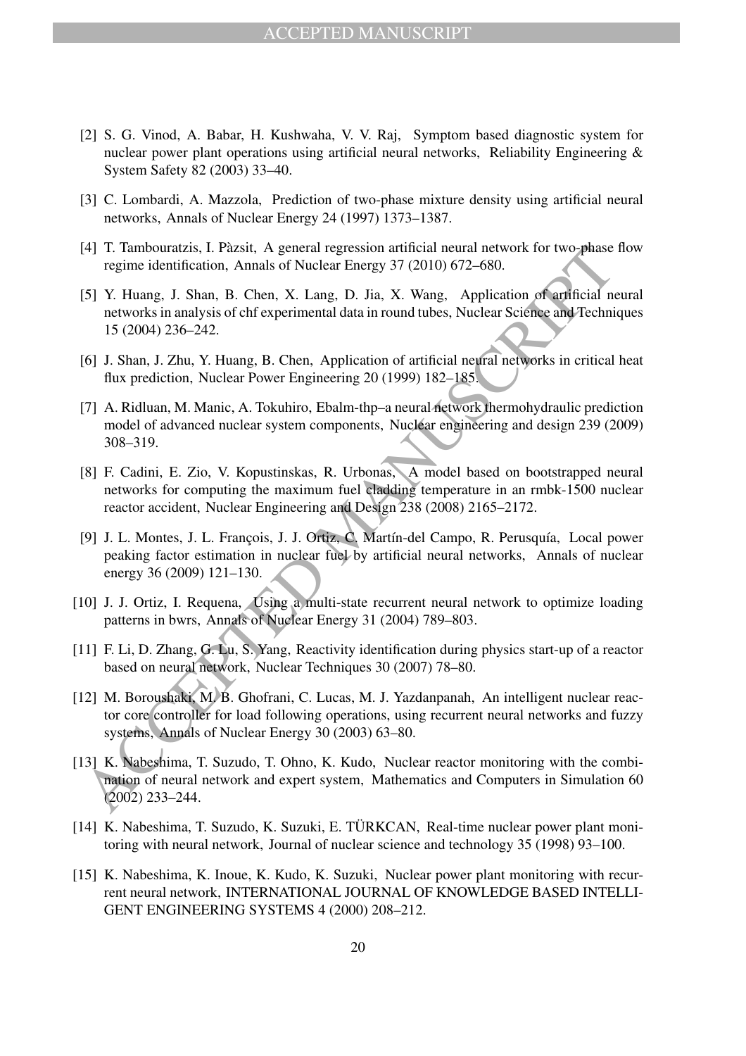[2] S. G. Vinod, A. Babar, H. Kushwaha, V. V. Raj, Symptom based diagnostic system for nuclear power plant operations using artificial neural networks, Reliability Engineering & System Safety 82 (2003) 33–40.

[3] C. Lombardi, A. Mazzola, Prediction of two-phase mixture density using artificial neural networks, Annals of Nuclear Energy 24 (1997) 1373–1387.

[4] T. Tambouratzis, I. Pàzsit, A general regression artificial neural network for two-phase flow regime identification, Annals of Nuclear Energy 37 (2010) 672–680.

[5] Y. Huang, J. Shan, B. Chen, X. Lang, D. Jia, X. Wang, Application of artificial neural networks in analysis of chf experimental data in round tubes, Nuclear Science and Techniques 15 (2004) 236–242.

[6] J. Shan, J. Zhu, Y. Huang, B. Chen, Application of artificial neural networks in critical heat flux prediction, Nuclear Power Engineering 20 (1999) 182–185.

[7] A. Ridluan, M. Manic, A. Tokuhiro, Ebalm-thp–a neural network thermohydraulic prediction model of advanced nuclear system components, Nuclear engineering and design 239 (2009) 308–319.

[8] F. Cadini, E. Zio, V. Kopustinskas, R. Urbonas, A model based on bootstrapped neural networks for computing the maximum fuel cladding temperature in an rmbk-1500 nuclear reactor accident, Nuclear Engineering and Design 238 (2008) 2165–2172.

[9] J. L. Montes, J. L. François, J. J. Ortiz, C. Martín-del Campo, R. Perusquía, Local power peaking factor estimation in nuclear fuel by artificial neural networks, Annals of nuclear energy 36 (2009) 121–130.

[10] J. J. Ortiz, I. Requena, Using a multi-state recurrent neural network to optimize loading patterns in bwrs, Annals of Nuclear Energy 31 (2004) 789–803.

[11] F. Li, D. Zhang, G. Lu, S. Yang, Reactivity identification during physics start-up of a reactor based on neural network, Nuclear Techniques 30 (2007) 78–80.

[12] M. Boroushaki, M. B. Ghofrani, C. Lucas, M. J. Yazdanpanah, An intelligent nuclear reactor core controller for load following operations, using recurrent neural networks and fuzzy systems, Annals of Nuclear Energy 30 (2003) 63–80.

[13] K. Nabeshima, T. Suzudo, T. Ohno, K. Kudo, Nuclear reactor monitoring with the combination of neural network and expert system, Mathematics and Computers in Simulation 60 (2002) 233–244.

[14] K. Nabeshima, T. Suzudo, K. Suzuki, E. TÜRKCAN, Real-time nuclear power plant monitoring with neural network, Journal of nuclear science and technology 35 (1998) 93–100.

[15] K. Nabeshima, K. Inoue, K. Kudo, K. Suzuki, Nuclear power plant monitoring with recurrent neural network, INTERNATIONAL JOURNAL OF KNOWLEDGE BASED INTELLIGENT ENGINEERING SYSTEMS 4 (2000) 208–212.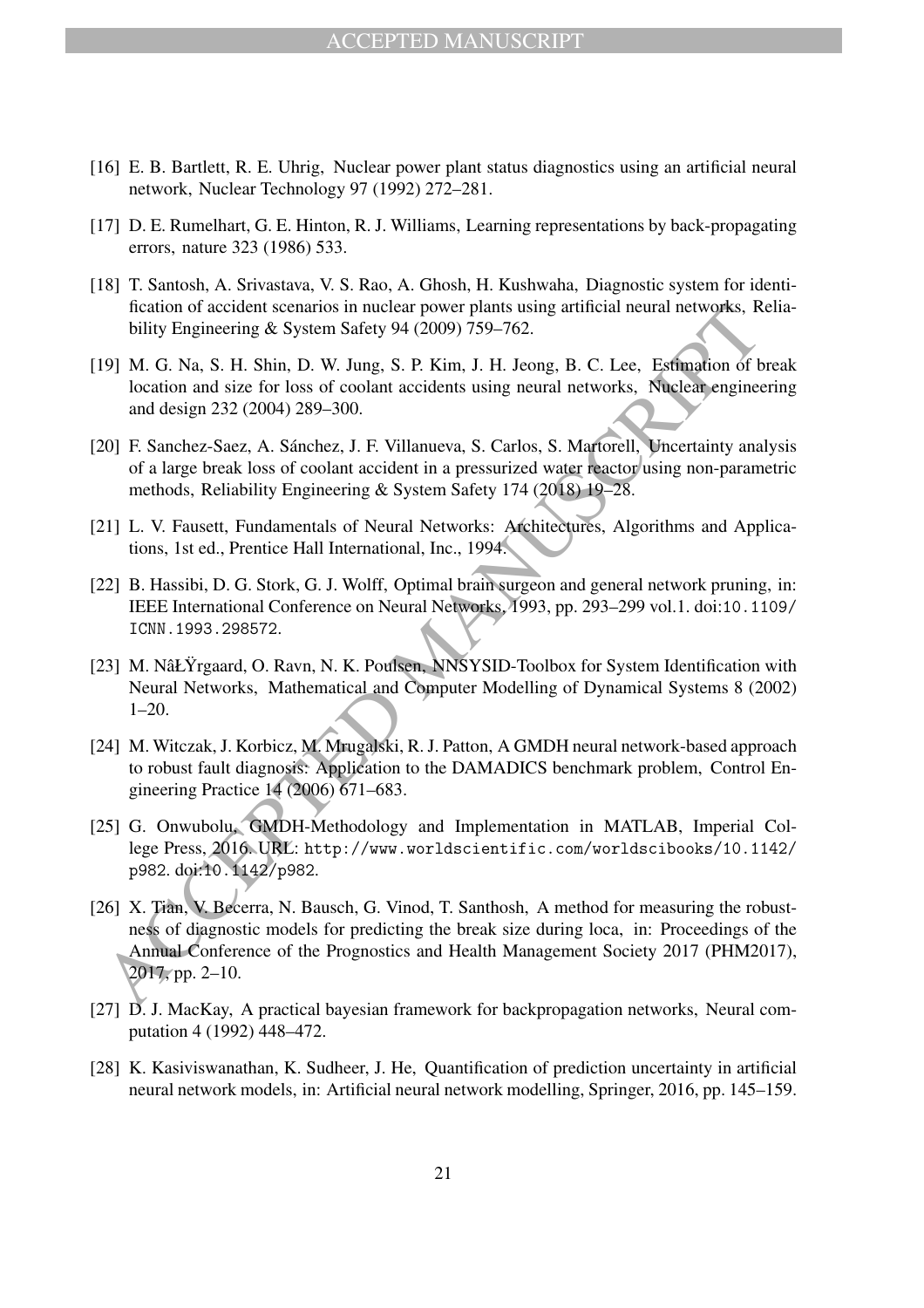[16] E. B. Bartlett, R. E. Uhrig, Nuclear power plant status diagnostics using an artificial neural network, Nuclear Technology 97 (1992) 272–281.

[17] D. E. Rumelhart, G. E. Hinton, R. J. Williams, Learning representations by back-propagating errors, nature 323 (1986) 533.

[18] T. Santosh, A. Srivastava, V. S. Rao, A. Ghosh, H. Kushwaha, Diagnostic system for identification of accident scenarios in nuclear power plants using artificial neural networks, Reliability Engineering & System Safety 94 (2009) 759–762.

[19] M. G. Na, S. H. Shin, D. W. Jung, S. P. Kim, J. H. Jeong, B. C. Lee, Estimation of break location and size for loss of coolant accidents using neural networks, Nuclear engineering and design 232 (2004) 289–300.

[20] F. Sanchez-Saez, A. Sánchez, J. F. Villanueva, S. Carlos, S. Martorell, Uncertainty analysis of a large break loss of coolant accident in a pressurized water reactor using non-parametric methods, Reliability Engineering & System Safety 174 (2018) 19–28.

[21] L. V. Fausett, Fundamentals of Neural Networks: Architectures, Algorithms and Applications, 1st ed., Prentice Hall International, Inc., 1994.

[22] B. Hassibi, D. G. Stork, G. J. Wolff, Optimal brain surgeon and general network pruning, in: IEEE International Conference on Neural Networks, 1993, pp. 293–299 vol.1. doi:10.1109/ICNN.1993.298572.

[23] M. NâŁŸrgaard, O. Ravn, N. K. Poulsen, NNSYSID-Toolbox for System Identification with Neural Networks, Mathematical and Computer Modelling of Dynamical Systems 8 (2002) 1–20.

[24] M. Witczak, J. Korbicz, M. Mrugalski, R. J. Patton, A GMDH neural network-based approach to robust fault diagnosis: Application to the DAMADICS benchmark problem, Control Engineering Practice 14 (2006) 671–683.

[25] G. Onwubolu, GMDH-Methodology and Implementation in MATLAB, Imperial College Press, 2016. URL: http://www.worldscientific.com/worldscibooks/10.1142/p982. doi:10.1142/p982.

[26] X. Tian, V. Becerra, N. Bausch, G. Vinod, T. Santhosh, A method for measuring the robustness of diagnostic models for predicting the break size during loca, in: Proceedings of the Annual Conference of the Prognostics and Health Management Society 2017 (PHM2017), 2017, pp. 2–10.

[27] D. J. MacKay, A practical bayesian framework for backpropagation networks, Neural computation 4 (1992) 448–472.

[28] K. Kasiviswanathan, K. Sudheer, J. He, Quantification of prediction uncertainty in artificial neural network models, in: Artificial neural network modelling, Springer, 2016, pp. 145–159.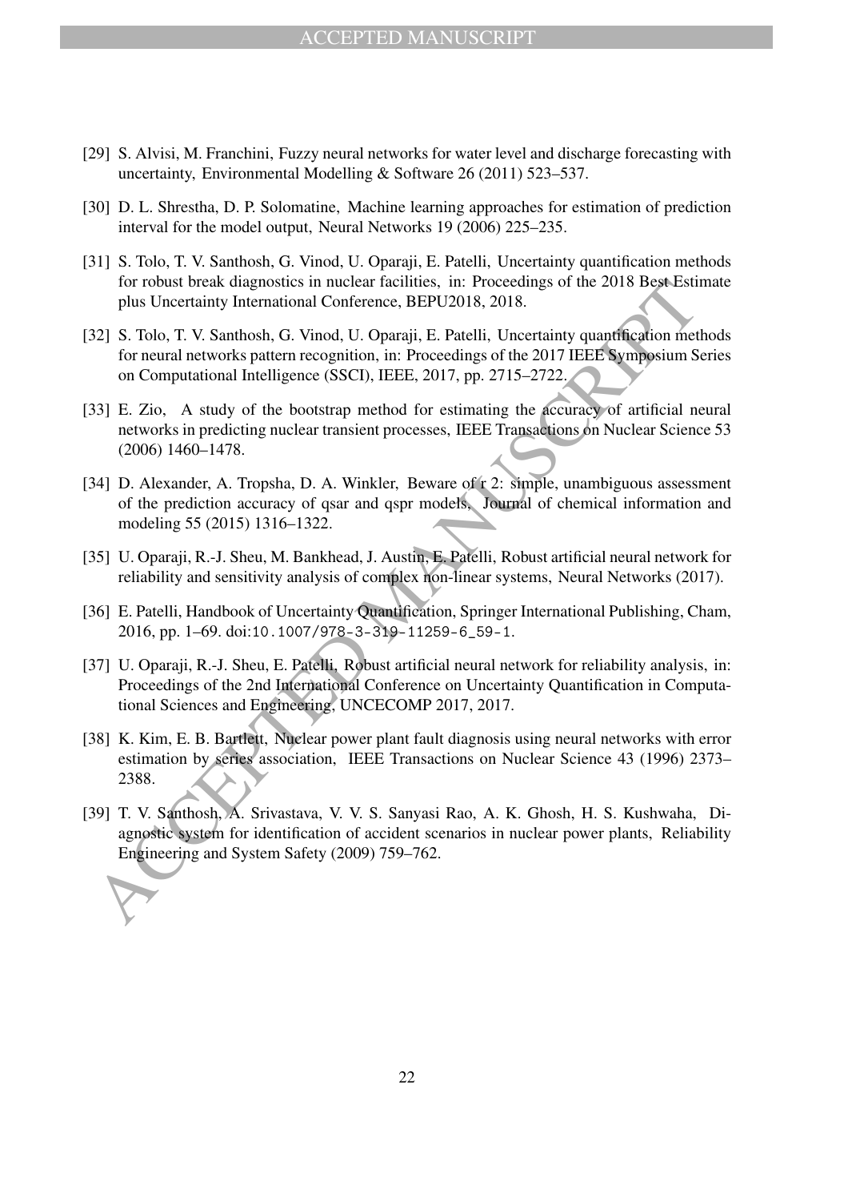[29] S. Alvisi, M. Franchini, Fuzzy neural networks for water level and discharge forecasting with uncertainty, Environmental Modelling & Software 26 (2011) 523–537.

[30] D. L. Shrestha, D. P. Solomatine, Machine learning approaches for estimation of prediction interval for the model output, Neural Networks 19 (2006) 225–235.

[31] S. Tolo, T. V. Santhosh, G. Vinod, U. Oparaji, E. Patelli, Uncertainty quantification methods for robust break diagnostics in nuclear facilities, in: Proceedings of the 2018 Best Estimate plus Uncertainty International Conference, BEPU2018, 2018.

[32] S. Tolo, T. V. Santhosh, G. Vinod, U. Oparaji, E. Patelli, Uncertainty quantification methods for neural networks pattern recognition, in: Proceedings of the 2017 IEEE Symposium Series on Computational Intelligence (SSCI), IEEE, 2017, pp. 2715–2722.

[33] E. Zio, A study of the bootstrap method for estimating the accuracy of artificial neural networks in predicting nuclear transient processes, IEEE Transactions on Nuclear Science 53 (2006) 1460–1478.

[34] D. Alexander, A. Tropsha, D. A. Winkler, Beware of r 2: simple, unambiguous assessment of the prediction accuracy of qsar and qspr models, Journal of chemical information and modeling 55 (2015) 1316–1322.

[35] U. Oparaji, R.-J. Sheu, M. Bankhead, J. Austin, E. Patelli, Robust artificial neural network for reliability and sensitivity analysis of complex non-linear systems, Neural Networks (2017).

[36] E. Patelli, Handbook of Uncertainty Quantification, Springer International Publishing, Cham, 2016, pp. 1–69. doi:10.1007/978-3-319-11259-6_59-1.

[37] U. Oparaji, R.-J. Sheu, E. Patelli, Robust artificial neural network for reliability analysis, in: Proceedings of the 2nd International Conference on Uncertainty Quantification in Computational Sciences and Engineering, UNCECOMP 2017, 2017.

[38] K. Kim, E. B. Bartlett, Nuclear power plant fault diagnosis using neural networks with error estimation by series association, IEEE Transactions on Nuclear Science 43 (1996) 2373–2388.

[39] T. V. Santhosh, A. Srivastava, V. V. S. Sanyasi Rao, A. K. Ghosh, H. S. Kushwaha, Diagnostic system for identification of accident scenarios in nuclear power plants, Reliability Engineering and System Safety (2009) 759–762.